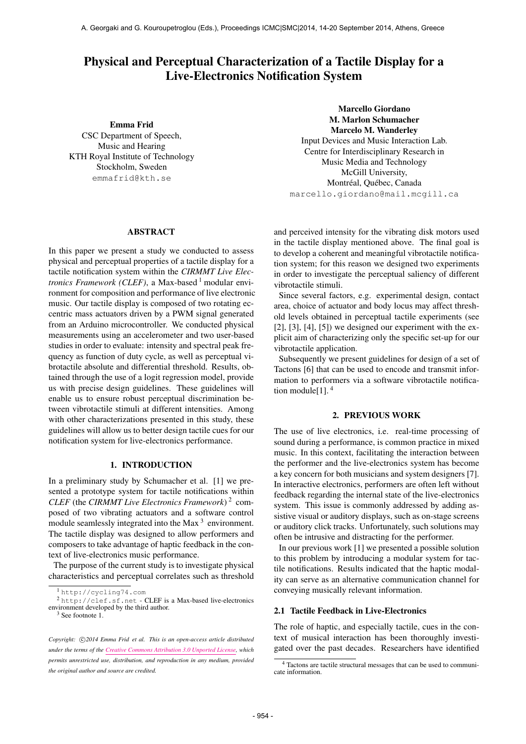# Physical and Perceptual Characterization of a Tactile Display for a Live-Electronics Notification System

**Emma Frid**
CSC Department of Speech, Music and Hearing
KTH Royal Institute of Technology
Stockholm, Sweden
emmafrid@kth.se

**Marcello Giordano**
**M. Marlon Schumacher**
**Marcelo M. Wanderley**
Input Devices and Music Interaction Lab.
Centre for Interdisciplinary Research in Music Media and Technology
McGill University,
Montréal, Québec, Canada
marcello.giordano@mail.mcgill.ca

## ABSTRACT

In this paper we present a study we conducted to assess physical and perceptual properties of a tactile display for a tactile notification system within the *CIRMMT Live Electronics Framework (CLEF)*, a Max-based [1] modular environment for composition and performance of live electronic music. Our tactile display is composed of two rotating eccentric mass actuators driven by a PWM signal generated from an Arduino microcontroller. We conducted physical measurements using an accelerometer and two user-based studies in order to evaluate: intensity and spectral peak frequency as function of duty cycle, as well as perceptual vibrotactile absolute and differential threshold. Results, obtained through the use of a logit regression model, provide us with precise design guidelines. These guidelines will enable us to ensure robust perceptual discrimination between vibrotactile stimuli at different intensities. Among with other characterizations presented in this study, these guidelines will allow us to better design tactile cues for our notification system for live-electronics performance.

## 1. INTRODUCTION

In a preliminary study by Schumacher et al. [1] we presented a prototype system for tactile notifications within *CLEF* (the *CIRMMT Live Electronics Framework*) [2] composed of two vibrating actuators and a software control module seamlessly integrated into the Max [3] environment. The tactile display was designed to allow performers and composers to take advantage of haptic feedback in the context of live-electronics music performance.

The purpose of the current study is to investigate physical characteristics and perceptual correlates such as threshold and perceived intensity for the vibrating disk motors used in the tactile display mentioned above. The final goal is to develop a coherent and meaningful vibrotactile notification system; for this reason we designed two experiments in order to investigate the perceptual saliency of different vibrotactile stimuli.

Since several factors, e.g. experimental design, contact area, choice of actuator and body locus may affect threshold levels obtained in perceptual tactile experiments (see [2], [3], [4], [5]) we designed our experiment with the explicit aim of characterizing only the specific set-up for our vibrotactile application.

Subsequently we present guidelines for design of a set of Tactons [6] that can be used to encode and transmit information to performers via a software vibrotactile notification module[1]. [4]

## 2. PREVIOUS WORK

The use of live electronics, i.e. real-time processing of sound during a performance, is common practice in mixed music. In this context, facilitating the interaction between the performer and the live-electronics system has become a key concern for both musicians and system designers [7]. In interactive electronics, performers are often left without feedback regarding the internal state of the live-electronics system. This issue is commonly addressed by adding assistive visual or auditory displays, such as on-stage screens or auditory click tracks. Unfortunately, such solutions may often be intrusive and distracting for the performer.

In our previous work [1] we presented a possible solution to this problem by introducing a modular system for tactile notifications. Results indicated that the haptic modality can serve as an alternative communication channel for conveying musically relevant information.

### 2.1 Tactile Feedback in Live-Electronics

The role of haptic, and especially tactile, cues in the context of musical interaction has been thoroughly investigated over the past decades. Researchers have identified

---

[1] http://cycling74.com

[2] http://clef.sf.net - CLEF is a Max-based live-electronics environment developed by the third author.

[3] See footnote 1.

[4] Tactons are tactile structural messages that can be used to communicate information.

*Copyright: ©2014 Emma Frid et al. This is an open-access article distributed under the terms of the Creative Commons Attribution 3.0 Unported License, which permits unrestricted use, distribution, and reproduction in any medium, provided the original author and source are credited.*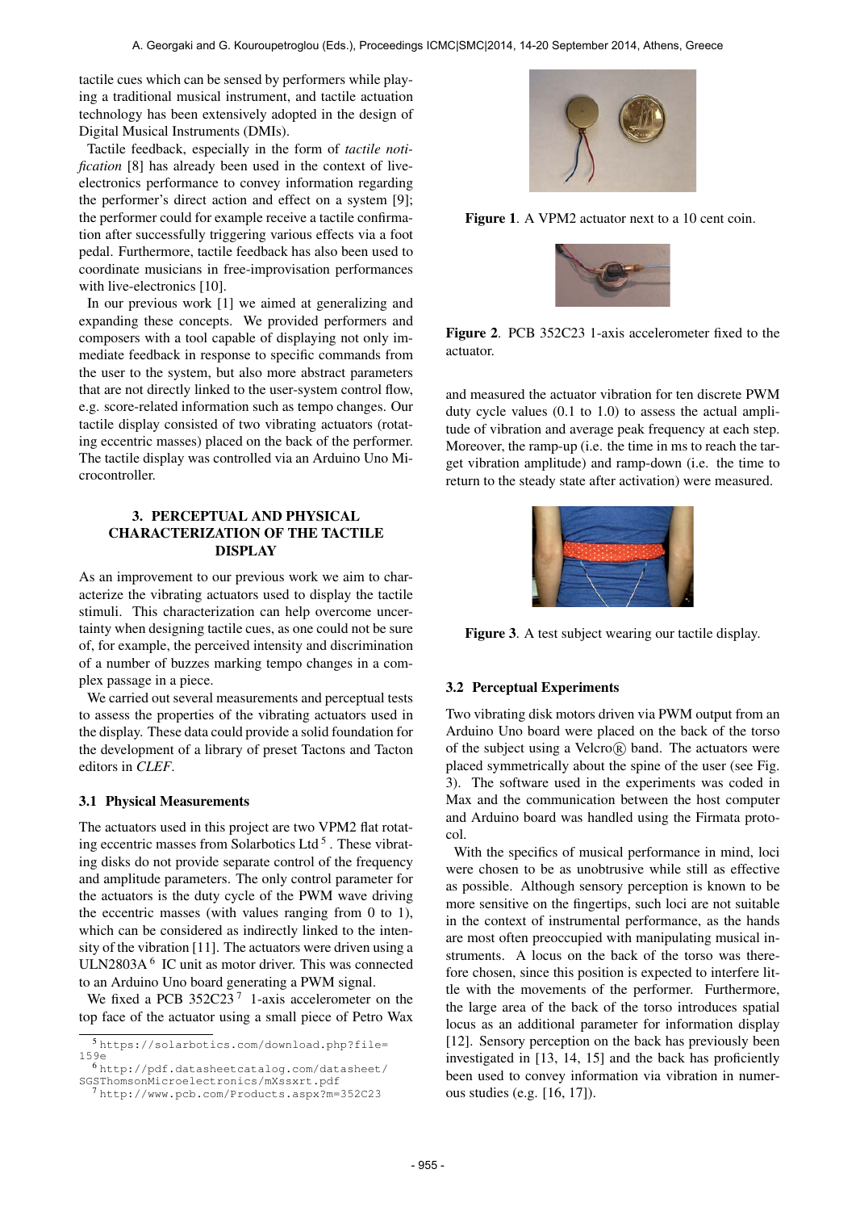tactile cues which can be sensed by performers while playing a traditional musical instrument, and tactile actuation technology has been extensively adopted in the design of Digital Musical Instruments (DMIs).

Tactile feedback, especially in the form of *tactile notification* [8] has already been used in the context of live-electronics performance to convey information regarding the performer's direct action and effect on a system [9]; the performer could for example receive a tactile confirmation after successfully triggering various effects via a foot pedal. Furthermore, tactile feedback has also been used to coordinate musicians in free-improvisation performances with live-electronics [10].

In our previous work [1] we aimed at generalizing and expanding these concepts. We provided performers and composers with a tool capable of displaying not only immediate feedback in response to specific commands from the user to the system, but also more abstract parameters that are not directly linked to the user-system control flow, e.g. score-related information such as tempo changes. Our tactile display consisted of two vibrating actuators (rotating eccentric masses) placed on the back of the performer. The tactile display was controlled via an Arduino Uno Microcontroller.

## 3. PERCEPTUAL AND PHYSICAL CHARACTERIZATION OF THE TACTILE DISPLAY

As an improvement to our previous work we aim to characterize the vibrating actuators used to display the tactile stimuli. This characterization can help overcome uncertainty when designing tactile cues, as one could not be sure of, for example, the perceived intensity and discrimination of a number of buzzes marking tempo changes in a complex passage in a piece.

We carried out several measurements and perceptual tests to assess the properties of the vibrating actuators used in the display. These data could provide a solid foundation for the development of a library of preset Tactons and Tacton editors in *CLEF*.

### 3.1 Physical Measurements

The actuators used in this project are two VPM2 flat rotating eccentric masses from Solarbotics Ltd [5]. These vibrating disks do not provide separate control of the frequency and amplitude parameters. The only control parameter for the actuators is the duty cycle of the PWM wave driving the eccentric masses (with values ranging from 0 to 1), which can be considered as indirectly linked to the intensity of the vibration [11]. The actuators were driven using a ULN2803A [6] IC unit as motor driver. This was connected to an Arduino Uno board generating a PWM signal.

We fixed a PCB 352C23 [7] 1-axis accelerometer on the top face of the actuator using a small piece of Petro Wax and measured the actuator vibration for ten discrete PWM duty cycle values (0.1 to 1.0) to assess the actual amplitude of vibration and average peak frequency at each step. Moreover, the ramp-up (i.e. the time in ms to reach the target vibration amplitude) and ramp-down (i.e. the time to return to the steady state after activation) were measured.

**Figure 1**. A VPM2 actuator next to a 10 cent coin.

**Figure 2**. PCB 352C23 1-axis accelerometer fixed to the actuator.

**Figure 3**. A test subject wearing our tactile display.

### 3.2 Perceptual Experiments

Two vibrating disk motors driven via PWM output from an Arduino Uno board were placed on the back of the torso of the subject using a Velcro® band. The actuators were placed symmetrically about the spine of the user (see Fig. 3). The software used in the experiments was coded in Max and the communication between the host computer and Arduino board was handled using the Firmata protocol.

With the specifics of musical performance in mind, loci were chosen to be as unobtrusive while still as effective as possible. Although sensory perception is known to be more sensitive on the fingertips, such loci are not suitable in the context of instrumental performance, as the hands are most often preoccupied with manipulating musical instruments. A locus on the back of the torso was therefore chosen, since this position is expected to interfere little with the movements of the performer. Furthermore, the large area of the back of the torso introduces spatial locus as an additional parameter for information display [12]. Sensory perception on the back has previously been investigated in [13, 14, 15] and the back has proficiently been used to convey information via vibration in numerous studies (e.g. [16, 17]).

---

[5] https://solarbotics.com/download.php?file=159e

[6] http://pdf.datasheetcatalog.com/datasheet/SGSThomsonMicroelectronics/mXssxrt.pdf

[7] http://www.pcb.com/Products.aspx?m=352C23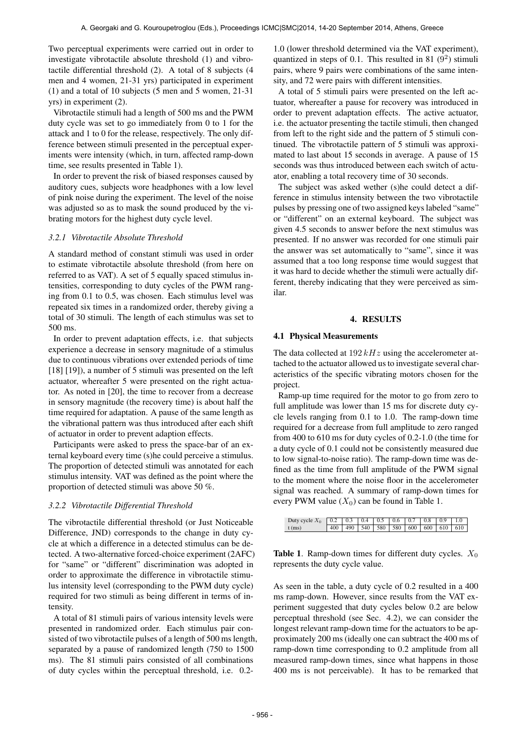Two perceptual experiments were carried out in order to investigate vibrotactile absolute threshold (1) and vibrotactile differential threshold (2). A total of 8 subjects (4 men and 4 women, 21-31 yrs) participated in experiment (1) and a total of 10 subjects (5 men and 5 women, 21-31 yrs) in experiment (2).

Vibrotactile stimuli had a length of 500 ms and the PWM duty cycle was set to go immediately from 0 to 1 for the attack and 1 to 0 for the release, respectively. The only difference between stimuli presented in the perceptual experiments were intensity (which, in turn, affected ramp-down time, see results presented in Table 1).

In order to prevent the risk of biased responses caused by auditory cues, subjects wore headphones with a low level of pink noise during the experiment. The level of the noise was adjusted so as to mask the sound produced by the vibrating motors for the highest duty cycle level.

#### 3.2.1 Vibrotactile Absolute Threshold

A standard method of constant stimuli was used in order to estimate vibrotactile absolute threshold (from here on referred to as VAT). A set of 5 equally spaced stimulus intensities, corresponding to duty cycles of the PWM ranging from 0.1 to 0.5, was chosen. Each stimulus level was repeated six times in a randomized order, thereby giving a total of 30 stimuli. The length of each stimulus was set to 500 ms.

In order to prevent adaptation effects, i.e. that subjects experience a decrease in sensory magnitude of a stimulus due to continuous vibrations over extended periods of time [18] [19]), a number of 5 stimuli was presented on the left actuator, whereafter 5 were presented on the right actuator. As noted in [20], the time to recover from a decrease in sensory magnitude (the recovery time) is about half the time required for adaptation. A pause of the same length as the vibrational pattern was thus introduced after each shift of actuator in order to prevent adaption effects.

Participants were asked to press the space-bar of an external keyboard every time (s)he could perceive a stimulus. The proportion of detected stimuli was annotated for each stimulus intensity. VAT was defined as the point where the proportion of detected stimuli was above 50 %.

#### 3.2.2 Vibrotactile Differential Threshold

The vibrotactile differential threshold (or Just Noticeable Difference, JND) corresponds to the change in duty cycle at which a difference in a detected stimulus can be detected. A two-alternative forced-choice experiment (2AFC) for "same" or "different" discrimination was adopted in order to approximate the difference in vibrotactile stimulus intensity level (corresponding to the PWM duty cycle) required for two stimuli as being different in terms of intensity.

A total of 81 stimuli pairs of various intensity levels were presented in randomized order. Each stimulus pair consisted of two vibrotactile pulses of a length of 500 ms length, separated by a pause of randomized length (750 to 1500 ms). The 81 stimuli pairs consisted of all combinations of duty cycles within the perceptual threshold, i.e. 0.2-1.0 (lower threshold determined via the VAT experiment), quantized in steps of 0.1. This resulted in 81 ($9^2$) stimuli pairs, where 9 pairs were combinations of the same intensity, and 72 were pairs with different intensities.

A total of 5 stimuli pairs were presented on the left actuator, whereafter a pause for recovery was introduced in order to prevent adaptation effects. The active actuator, i.e. the actuator presenting the tactile stimuli, then changed from left to the right side and the pattern of 5 stimuli continued. The vibrotactile pattern of 5 stimuli was approximated to last about 15 seconds in average. A pause of 15 seconds was thus introduced between each switch of actuator, enabling a total recovery time of 30 seconds.

The subject was asked wether (s)he could detect a difference in stimulus intensity between the two vibrotactile pulses by pressing one of two assigned keys labeled "same" or "different" on an external keyboard. The subject was given 4.5 seconds to answer before the next stimulus was presented. If no answer was recorded for one stimuli pair the answer was set automatically to "same", since it was assumed that a too long response time would suggest that it was hard to decide whether the stimuli were actually different, thereby indicating that they were perceived as similar.

## 4. RESULTS

### 4.1 Physical Measurements

The data collected at $192\,kHz$ using the accelerometer attached to the actuator allowed us to investigate several characteristics of the specific vibrating motors chosen for the project.

Ramp-up time required for the motor to go from zero to full amplitude was lower than 15 ms for discrete duty cycle levels ranging from 0.1 to 1.0. The ramp-down time required for a decrease from full amplitude to zero ranged from 400 to 610 ms for duty cycles of 0.2-1.0 (the time for a duty cycle of 0.1 could not be consistently measured due to low signal-to-noise ratio). The ramp-down time was defined as the time from full amplitude of the PWM signal to the moment where the noise floor in the accelerometer signal was reached. A summary of ramp-down times for every PWM value ($X_0$) can be found in Table 1.

| Duty cycle $X_0$ | 0.2 | 0.3 | 0.4 | 0.5 | 0.6 | 0.7 | 0.8 | 0.9 | 1.0 |
|---|---|---|---|---|---|---|---|---|---|
| t (ms) | 400 | 490 | 540 | 580 | 580 | 600 | 600 | 610 | 610 |

**Table 1**. Ramp-down times for different duty cycles. $X_0$ represents the duty cycle value.

As seen in the table, a duty cycle of 0.2 resulted in a 400 ms ramp-down. However, since results from the VAT experiment suggested that duty cycles below 0.2 are below perceptual threshold (see Sec. 4.2), we can consider the longest relevant ramp-down time for the actuators to be approximately 200 ms (ideally one can subtract the 400 ms of ramp-down time corresponding to 0.2 amplitude from all measured ramp-down times, since what happens in those 400 ms is not perceivable). It has to be remarked that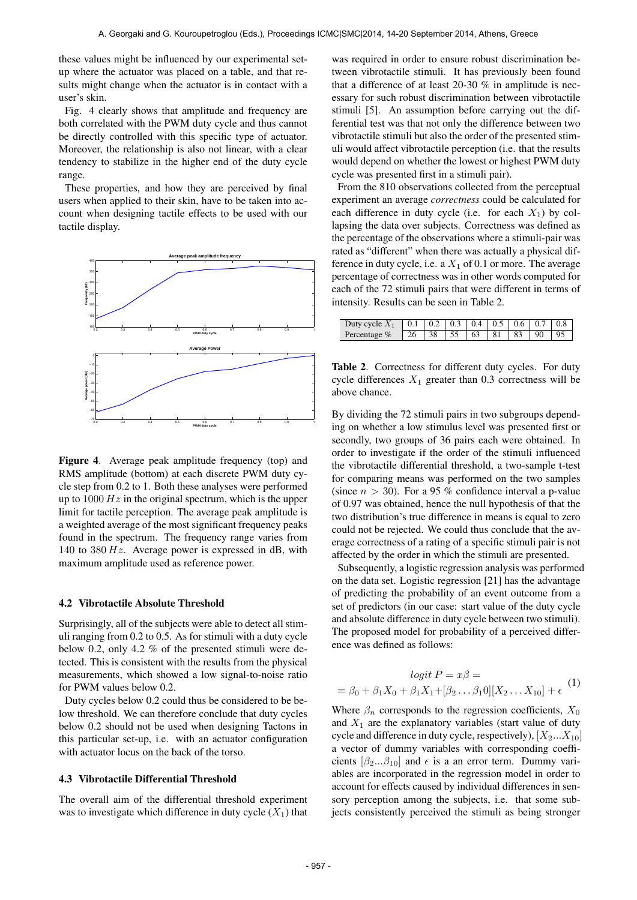these values might be influenced by our experimental set-up where the actuator was placed on a table, and that results might change when the actuator is in contact with a user's skin.

Fig. 4 clearly shows that amplitude and frequency are both correlated with the PWM duty cycle and thus cannot be directly controlled with this specific type of actuator. Moreover, the relationship is also not linear, with a clear tendency to stabilize in the higher end of the duty cycle range.

These properties, and how they are perceived by final users when applied to their skin, have to be taken into account when designing tactile effects to be used with our tactile display.

**Figure 4**. Average peak amplitude frequency (top) and RMS amplitude (bottom) at each discrete PWM duty cycle step from 0.2 to 1. Both these analyses were performed up to 1000 $Hz$ in the original spectrum, which is the upper limit for tactile perception. The average peak amplitude is a weighted average of the most significant frequency peaks found in the spectrum. The frequency range varies from 140 to 380 $Hz$. Average power is expressed in dB, with maximum amplitude used as reference power.

### 4.2 Vibrotactile Absolute Threshold

Surprisingly, all of the subjects were able to detect all stimuli ranging from 0.2 to 0.5. As for stimuli with a duty cycle below 0.2, only 4.2 % of the presented stimuli were detected. This is consistent with the results from the physical measurements, which showed a low signal-to-noise ratio for PWM values below 0.2.

Duty cycles below 0.2 could thus be considered to be below threshold. We can therefore conclude that duty cycles below 0.2 should not be used when designing Tactons in this particular set-up, i.e. with an actuator configuration with actuator locus on the back of the torso.

### 4.3 Vibrotactile Differential Threshold

The overall aim of the differential threshold experiment was to investigate which difference in duty cycle ($X_1$) that was required in order to ensure robust discrimination between vibrotactile stimuli. It has previously been found that a difference of at least 20-30 % in amplitude is necessary for such robust discrimination between vibrotactile stimuli [5]. An assumption before carrying out the differential test was that not only the difference between two vibrotactile stimuli but also the order of the presented stimuli would affect vibrotactile perception (i.e. that the results would depend on whether the lowest or highest PWM duty cycle was presented first in a stimuli pair).

From the 810 observations collected from the perceptual experiment an average *correctness* could be calculated for each difference in duty cycle (i.e. for each $X_1$) by collapsing the data over subjects. Correctness was defined as the percentage of the observations where a stimuli-pair was rated as "different" when there was actually a physical difference in duty cycle, i.e. a $X_1$ of 0.1 or more. The average percentage of correctness was in other words computed for each of the 72 stimuli pairs that were different in terms of intensity. Results can be seen in Table 2.

| Duty cycle $X_1$ | 0.1 | 0.2 | 0.3 | 0.4 | 0.5 | 0.6 | 0.7 | 0.8 |
|---|---|---|---|---|---|---|---|---|
| Percentage % | 26 | 38 | 55 | 63 | 81 | 83 | 90 | 95 |

**Table 2**. Correctness for different duty cycles. For duty cycle differences $X_1$ greater than 0.3 correctness will be above chance.

By dividing the 72 stimuli pairs in two subgroups depending on whether a low stimulus level was presented first or secondly, two groups of 36 pairs each were obtained. In order to investigate if the order of the stimuli influenced the vibrotactile differential threshold, a two-sample t-test for comparing means was performed on the two samples (since $n > 30$). For a 95 % confidence interval a p-value of 0.97 was obtained, hence the null hypothesis of that the two distribution's true difference in means is equal to zero could not be rejected. We could thus conclude that the average correctness of a rating of a specific stimuli pair is not affected by the order in which the stimuli are presented.

Subsequently, a logistic regression analysis was performed on the data set. Logistic regression [21] has the advantage of predicting the probability of an event outcome from a set of predictors (in our case: start value of the duty cycle and absolute difference in duty cycle between two stimuli). The proposed model for probability of a perceived difference was defined as follows:

$$
\begin{aligned}
&logit\ P = x\beta = \\
&= \beta_0 + \beta_1 X_0 + \beta_1 X_1 + [\beta_2 \ldots \beta_{10}][X_2 \ldots X_{10}] + \epsilon
\end{aligned}
\tag{1}
$$

Where $\beta_n$ corresponds to the regression coefficients, $X_0$ and $X_1$ are the explanatory variables (start value of duty cycle and difference in duty cycle, respectively), $[X_2 ... X_{10}]$ a vector of dummy variables with corresponding coefficients $[\beta_2 ... \beta_{10}]$ and $\epsilon$ is a an error term. Dummy variables are incorporated in the regression model in order to account for effects caused by individual differences in sensory perception among the subjects, i.e. that some subjects consistently perceived the stimuli as being stronger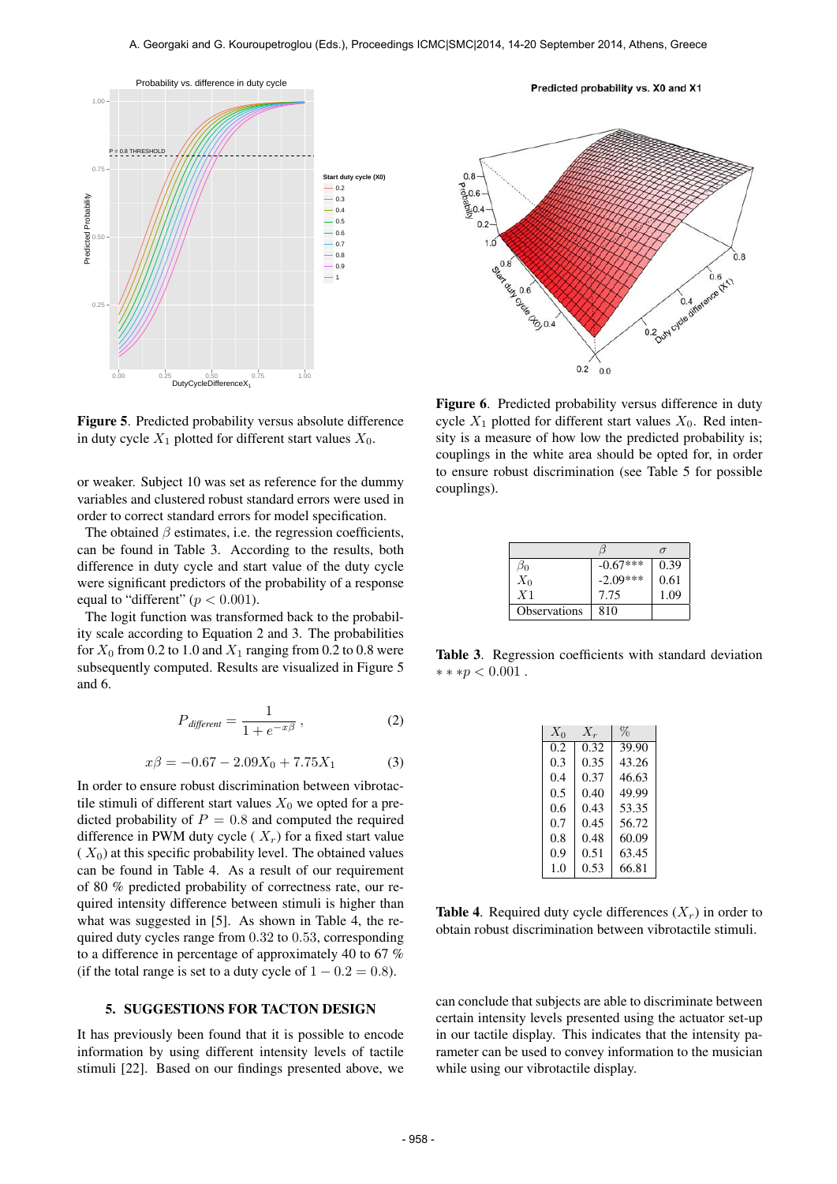**Figure 5**. Predicted probability versus absolute difference in duty cycle $X_1$ plotted for different start values $X_0$.

or weaker. Subject 10 was set as reference for the dummy variables and clustered robust standard errors were used in order to correct standard errors for model specification.

The obtained $\beta$ estimates, i.e. the regression coefficients, can be found in Table 3. According to the results, both difference in duty cycle and start value of the duty cycle were significant predictors of the probability of a response equal to "different" ($p < 0.001$).

The logit function was transformed back to the probability scale according to Equation 2 and 3. The probabilities for $X_0$ from 0.2 to 1.0 and $X_1$ ranging from 0.2 to 0.8 were subsequently computed. Results are visualized in Figure 5 and 6.

$$P_{different} = \frac{1}{1 + e^{-x\beta}}, \tag{2}$$

$$x\beta = -0.67 - 2.09X_0 + 7.75X_1 \tag{3}$$

In order to ensure robust discrimination between vibrotactile stimuli of different start values $X_0$ we opted for a predicted probability of $P = 0.8$ and computed the required difference in PWM duty cycle ( $X_r$) for a fixed start value ( $X_0$) at this specific probability level. The obtained values can be found in Table 4. As a result of our requirement of 80 % predicted probability of correctness rate, our required intensity difference between stimuli is higher than what was suggested in [5]. As shown in Table 4, the required duty cycles range from 0.32 to 0.53, corresponding to a difference in percentage of approximately 40 to 67 % (if the total range is set to a duty cycle of $1 - 0.2 = 0.8$).

**Figure 6**. Predicted probability versus difference in duty cycle $X_1$ plotted for different start values $X_0$. Red intensity is a measure of how low the predicted probability is; couplings in the white area should be opted for, in order to ensure robust discrimination (see Table 5 for possible couplings).

| | $\beta$ | $\sigma$ |
|---|---|---|
| $\beta_0$ | -0.67*** | 0.39 |
| $X_0$ | -2.09*** | 0.61 |
| $X1$ | 7.75 | 1.09 |
| Observations | 810 | |

**Table 3**. Regression coefficients with standard deviation $***p < 0.001$ .

| $X_0$ | $X_r$ | % |
|---|---|---|
| 0.2 | 0.32 | 39.90 |
| 0.3 | 0.35 | 43.26 |
| 0.4 | 0.37 | 46.63 |
| 0.5 | 0.40 | 49.99 |
| 0.6 | 0.43 | 53.35 |
| 0.7 | 0.45 | 56.72 |
| 0.8 | 0.48 | 60.09 |
| 0.9 | 0.51 | 63.45 |
| 1.0 | 0.53 | 66.81 |

**Table 4**. Required duty cycle differences ($X_r$) in order to obtain robust discrimination between vibrotactile stimuli.

## 5. SUGGESTIONS FOR TACTON DESIGN

It has previously been found that it is possible to encode information by using different intensity levels of tactile stimuli [22]. Based on our findings presented above, we can conclude that subjects are able to discriminate between certain intensity levels presented using the actuator set-up in our tactile display. This indicates that the intensity parameter can be used to convey information to the musician while using our vibrotactile display.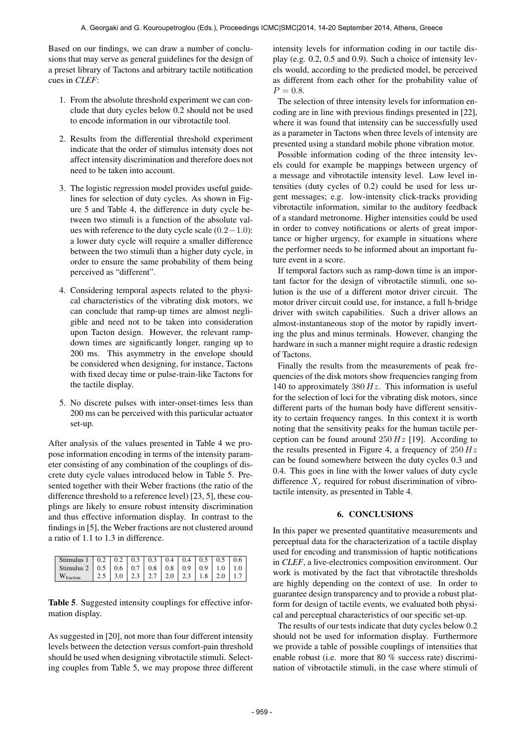Based on our findings, we can draw a number of conclusions that may serve as general guidelines for the design of a preset library of Tactons and arbitrary tactile notification cues in *CLEF*:

1. From the absolute threshold experiment we can conclude that duty cycles below 0.2 should not be used to encode information in our vibrotactile tool.
2. Results from the differential threshold experiment indicate that the order of stimulus intensity does not affect intensity discrimination and therefore does not need to be taken into account.
3. The logistic regression model provides useful guidelines for selection of duty cycles. As shown in Figure 5 and Table 4, the difference in duty cycle between two stimuli is a function of the absolute values with reference to the duty cycle scale $(0.2-1.0)$: a lower duty cycle will require a smaller difference between the two stimuli than a higher duty cycle, in order to ensure the same probability of them being perceived as "different".
4. Considering temporal aspects related to the physical characteristics of the vibrating disk motors, we can conclude that ramp-up times are almost negligible and need not to be taken into consideration upon Tacton design. However, the relevant ramp-down times are significantly longer, ranging up to 200 ms. This asymmetry in the envelope should be considered when designing, for instance, Tactons with fixed decay time or pulse-train-like Tactons for the tactile display.
5. No discrete pulses with inter-onset-times less than 200 ms can be perceived with this particular actuator set-up.

After analysis of the values presented in Table 4 we propose information encoding in terms of the intensity parameter consisting of any combination of the couplings of discrete duty cycle values introduced below in Table 5. Presented together with their Weber fractions (the ratio of the difference threshold to a reference level) [23, 5], these couplings are likely to ensure robust intensity discrimination and thus effective information display. In contrast to the findings in [5], the Weber fractions are not clustered around a ratio of 1.1 to 1.3 in difference.

| Stimulus 1 | 0.2 | 0.2 | 0.3 | 0.3 | 0.4 | 0.4 | 0.5 | 0.5 | 0.6 |
|---|---|---|---|---|---|---|---|---|---|
| Stimulus 2 | 0.5 | 0.6 | 0.7 | 0.8 | 0.8 | 0.9 | 0.9 | 1.0 | 1.0 |
| $W_{\text{fraction}}$ | 2.5 | 3.0 | 2.3 | 2.7 | 2.0 | 2.3 | 1.8 | 2.0 | 1.7 |

**Table 5**. Suggested intensity couplings for effective information display.

As suggested in [20], not more than four different intensity levels between the detection versus comfort-pain threshold should be used when designing vibrotactile stimuli. Selecting couples from Table 5, we may propose three different intensity levels for information coding in our tactile display (e.g. 0.2, 0.5 and 0.9). Such a choice of intensity levels would, according to the predicted model, be perceived as different from each other for the probability value of $P = 0.8$.

The selection of three intensity levels for information encoding are in line with previous findings presented in [22], where it was found that intensity can be successfully used as a parameter in Tactons when three levels of intensity are presented using a standard mobile phone vibration motor.

Possible information coding of the three intensity levels could for example be mappings between urgency of a message and vibrotactile intensity level. Low level intensities (duty cycles of 0.2) could be used for less urgent messages; e.g. low-intensity click-tracks providing vibrotactile information, similar to the auditory feedback of a standard metronome. Higher intensities could be used in order to convey notifications or alerts of great importance or higher urgency, for example in situations where the performer needs to be informed about an important future event in a score.

If temporal factors such as ramp-down time is an important factor for the design of vibrotactile stimuli, one solution is the use of a different motor driver circuit. The motor driver circuit could use, for instance, a full h-bridge driver with switch capabilities. Such a driver allows an almost-instantaneous stop of the motor by rapidly inverting the plus and minus terminals. However, changing the hardware in such a manner might require a drastic redesign of Tactons.

Finally the results from the measurements of peak frequencies of the disk motors show frequencies ranging from 140 to approximately $380\,Hz$. This information is useful for the selection of loci for the vibrating disk motors, since different parts of the human body have different sensitivity to certain frequency ranges. In this context it is worth noting that the sensitivity peaks for the human tactile perception can be found around $250\,Hz$ [19]. According to the results presented in Figure 4, a frequency of $250\,Hz$ can be found somewhere between the duty cycles 0.3 and 0.4. This goes in line with the lower values of duty cycle difference $X_r$ required for robust discrimination of vibrotactile intensity, as presented in Table 4.

## 6. CONCLUSIONS

In this paper we presented quantitative measurements and perceptual data for the characterization of a tactile display used for encoding and transmission of haptic notifications in *CLEF*, a live-electronics composition environment. Our work is motivated by the fact that vibrotactile thresholds are highly depending on the context of use. In order to guarantee design transparency and to provide a robust platform for design of tactile events, we evaluated both physical and perceptual characteristics of our specific set-up.

The results of our tests indicate that duty cycles below 0.2 should not be used for information display. Furthermore we provide a table of possible couplings of intensities that enable robust (i.e. more that 80 % success rate) discrimination of vibrotactile stimuli, in the case where stimuli of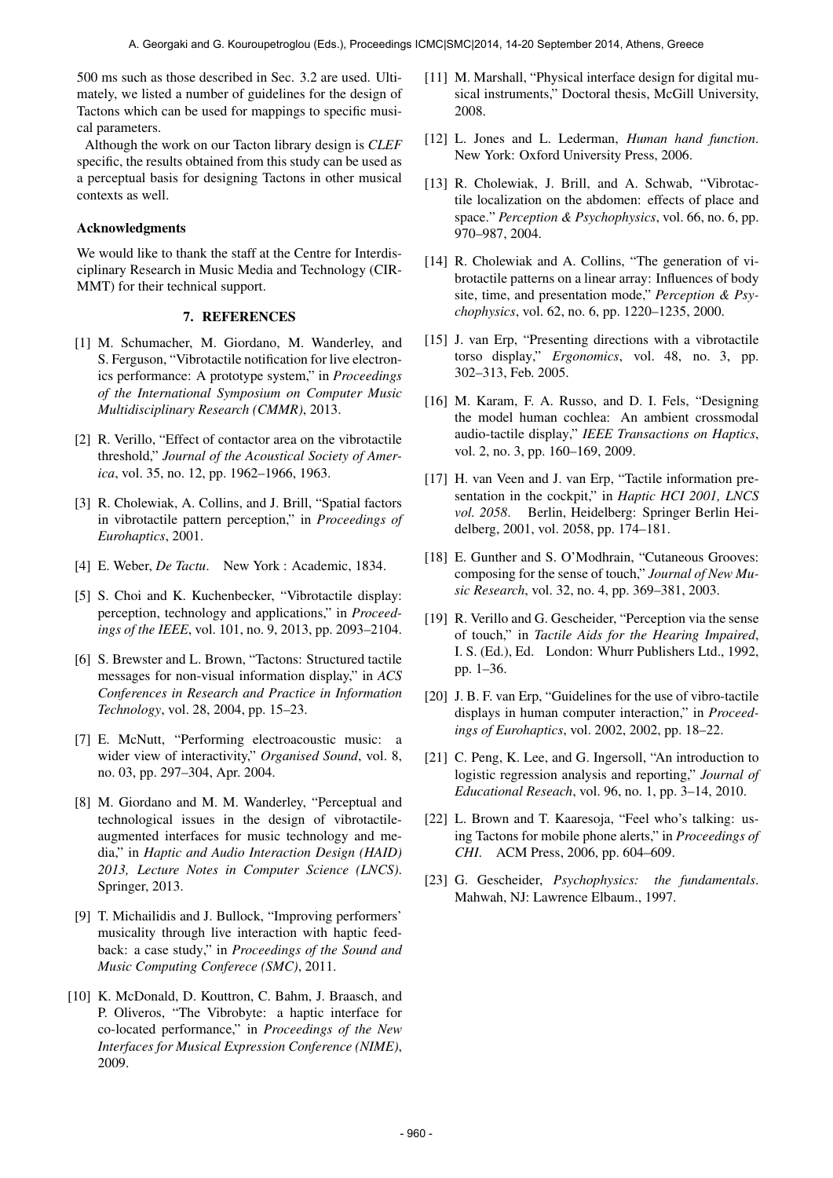500 ms such as those described in Sec. 3.2 are used. Ultimately, we listed a number of guidelines for the design of Tactons which can be used for mappings to specific musical parameters.

Although the work on our Tacton library design is *CLEF* specific, the results obtained from this study can be used as a perceptual basis for designing Tactons in other musical contexts as well.

### Acknowledgments

We would like to thank the staff at the Centre for Interdisciplinary Research in Music Media and Technology (CIRMMT) for their technical support.

## 7. REFERENCES

[1] M. Schumacher, M. Giordano, M. Wanderley, and S. Ferguson, "Vibrotactile notification for live electronics performance: A prototype system," in *Proceedings of the International Symposium on Computer Music Multidisciplinary Research (CMMR)*, 2013.

[2] R. Verillo, "Effect of contactor area on the vibrotactile threshold," *Journal of the Acoustical Society of America*, vol. 35, no. 12, pp. 1962–1966, 1963.

[3] R. Cholewiak, A. Collins, and J. Brill, "Spatial factors in vibrotactile pattern perception," in *Proceedings of Eurohaptics*, 2001.

[4] E. Weber, *De Tactu*. New York : Academic, 1834.

[5] S. Choi and K. Kuchenbecker, "Vibrotactile display: perception, technology and applications," in *Proceedings of the IEEE*, vol. 101, no. 9, 2013, pp. 2093–2104.

[6] S. Brewster and L. Brown, "Tactons: Structured tactile messages for non-visual information display," in *ACS Conferences in Research and Practice in Information Technology*, vol. 28, 2004, pp. 15–23.

[7] E. McNutt, "Performing electroacoustic music: a wider view of interactivity," *Organised Sound*, vol. 8, no. 03, pp. 297–304, Apr. 2004.

[8] M. Giordano and M. M. Wanderley, "Perceptual and technological issues in the design of vibrotactile-augmented interfaces for music technology and media," in *Haptic and Audio Interaction Design (HAID) 2013, Lecture Notes in Computer Science (LNCS)*. Springer, 2013.

[9] T. Michailidis and J. Bullock, "Improving performers' musicality through live interaction with haptic feedback: a case study," in *Proceedings of the Sound and Music Computing Conferece (SMC)*, 2011.

[10] K. McDonald, D. Kouttron, C. Bahm, J. Braasch, and P. Oliveros, "The Vibrobyte: a haptic interface for co-located performance," in *Proceedings of the New Interfaces for Musical Expression Conference (NIME)*, 2009.

[11] M. Marshall, "Physical interface design for digital musical instruments," Doctoral thesis, McGill University, 2008.

[12] L. Jones and L. Lederman, *Human hand function*. New York: Oxford University Press, 2006.

[13] R. Cholewiak, J. Brill, and A. Schwab, "Vibrotactile localization on the abdomen: effects of place and space." *Perception & Psychophysics*, vol. 66, no. 6, pp. 970–987, 2004.

[14] R. Cholewiak and A. Collins, "The generation of vibrotactile patterns on a linear array: Influences of body site, time, and presentation mode," *Perception & Psychophysics*, vol. 62, no. 6, pp. 1220–1235, 2000.

[15] J. van Erp, "Presenting directions with a vibrotactile torso display," *Ergonomics*, vol. 48, no. 3, pp. 302–313, Feb. 2005.

[16] M. Karam, F. A. Russo, and D. I. Fels, "Designing the model human cochlea: An ambient crossmodal audio-tactile display," *IEEE Transactions on Haptics*, vol. 2, no. 3, pp. 160–169, 2009.

[17] H. van Veen and J. van Erp, "Tactile information presentation in the cockpit," in *Haptic HCI 2001, LNCS vol. 2058*. Berlin, Heidelberg: Springer Berlin Heidelberg, 2001, vol. 2058, pp. 174–181.

[18] E. Gunther and S. O'Modhrain, "Cutaneous Grooves: composing for the sense of touch," *Journal of New Music Research*, vol. 32, no. 4, pp. 369–381, 2003.

[19] R. Verillo and G. Gescheider, "Perception via the sense of touch," in *Tactile Aids for the Hearing Impaired*, I. S. (Ed.), Ed. London: Whurr Publishers Ltd., 1992, pp. 1–36.

[20] J. B. F. van Erp, "Guidelines for the use of vibro-tactile displays in human computer interaction," in *Proceedings of Eurohaptics*, vol. 2002, 2002, pp. 18–22.

[21] C. Peng, K. Lee, and G. Ingersoll, "An introduction to logistic regression analysis and reporting," *Journal of Educational Reseach*, vol. 96, no. 1, pp. 3–14, 2010.

[22] L. Brown and T. Kaaresoja, "Feel who's talking: using Tactons for mobile phone alerts," in *Proceedings of CHI*. ACM Press, 2006, pp. 604–609.

[23] G. Gescheider, *Psychophysics: the fundamentals*. Mahwah, NJ: Lawrence Elbaum., 1997.